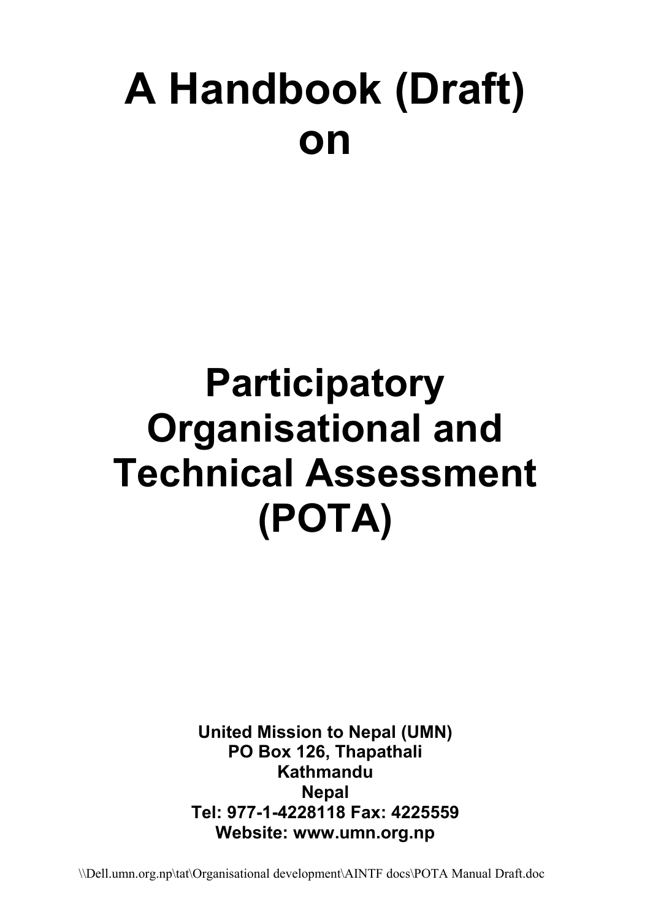# A Handbook (Draft) on

# Participatory Organisational and Technical Assessment (POTA)

**United Mission to Nepal (UMN)**
**PO Box 126, Thapathali**
**Kathmandu**
**Nepal**
**Tel: 977-1-4228118 Fax: 4225559**
**Website: www.umn.org.np**

\\Dell.umn.org.np\tat\Organisational development\AINTF docs\POTA Manual Draft.doc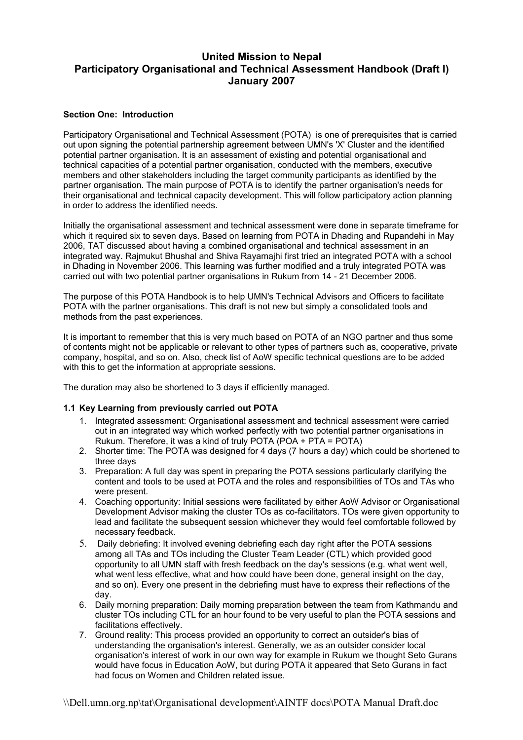# United Mission to Nepal
# Participatory Organisational and Technical Assessment Handbook (Draft I)
# January 2007

## Section One: Introduction

Participatory Organisational and Technical Assessment (POTA) is one of prerequisites that is carried out upon signing the potential partnership agreement between UMN's 'X' Cluster and the identified potential partner organisation. It is an assessment of existing and potential organisational and technical capacities of a potential partner organisation, conducted with the members, executive members and other stakeholders including the target community participants as identified by the partner organisation. The main purpose of POTA is to identify the partner organisation's needs for their organisational and technical capacity development. This will follow participatory action planning in order to address the identified needs.

Initially the organisational assessment and technical assessment were done in separate timeframe for which it required six to seven days. Based on learning from POTA in Dhading and Rupandehi in May 2006, TAT discussed about having a combined organisational and technical assessment in an integrated way. Rajmukut Bhushal and Shiva Rayamajhi first tried an integrated POTA with a school in Dhading in November 2006. This learning was further modified and a truly integrated POTA was carried out with two potential partner organisations in Rukum from 14 - 21 December 2006.

The purpose of this POTA Handbook is to help UMN's Technical Advisors and Officers to facilitate POTA with the partner organisations. This draft is not new but simply a consolidated tools and methods from the past experiences.

It is important to remember that this is very much based on POTA of an NGO partner and thus some of contents might not be applicable or relevant to other types of partners such as, cooperative, private company, hospital, and so on. Also, check list of AoW specific technical questions are to be added with this to get the information at appropriate sessions.

The duration may also be shortened to 3 days if efficiently managed.

### 1.1 Key Learning from previously carried out POTA

1. Integrated assessment: Organisational assessment and technical assessment were carried out in an integrated way which worked perfectly with two potential partner organisations in Rukum. Therefore, it was a kind of truly POTA (POA + PTA = POTA)
2. Shorter time: The POTA was designed for 4 days (7 hours a day) which could be shortened to three days
3. Preparation: A full day was spent in preparing the POTA sessions particularly clarifying the content and tools to be used at POTA and the roles and responsibilities of TOs and TAs who were present.
4. Coaching opportunity: Initial sessions were facilitated by either AoW Advisor or Organisational Development Advisor making the cluster TOs as co-facilitators. TOs were given opportunity to lead and facilitate the subsequent session whichever they would feel comfortable followed by necessary feedback.
5. Daily debriefing: It involved evening debriefing each day right after the POTA sessions among all TAs and TOs including the Cluster Team Leader (CTL) which provided good opportunity to all UMN staff with fresh feedback on the day's sessions (e.g. what went well, what went less effective, what and how could have been done, general insight on the day, and so on). Every one present in the debriefing must have to express their reflections of the day.
6. Daily morning preparation: Daily morning preparation between the team from Kathmandu and cluster TOs including CTL for an hour found to be very useful to plan the POTA sessions and facilitations effectively.
7. Ground reality: This process provided an opportunity to correct an outsider's bias of understanding the organisation's interest. Generally, we as an outsider consider local organisation's interest of work in our own way for example in Rukum we thought Seto Gurans would have focus in Education AoW, but during POTA it appeared that Seto Gurans in fact had focus on Women and Children related issue.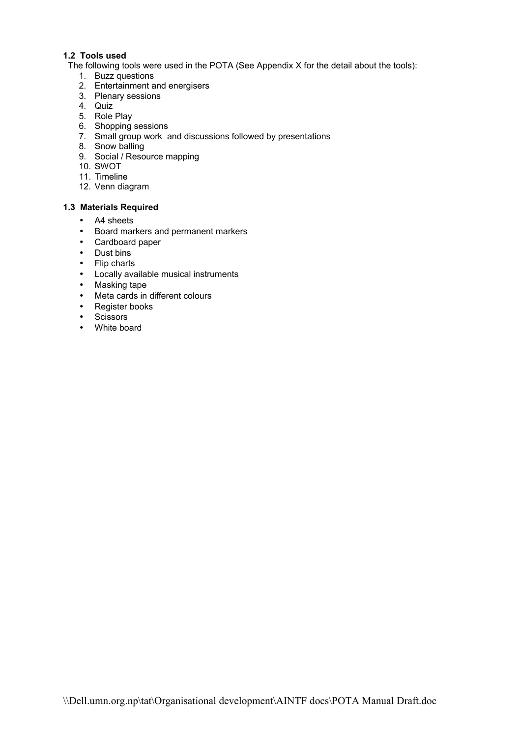### 1.2 Tools used

The following tools were used in the POTA (See Appendix X for the detail about the tools):

1. Buzz questions
2. Entertainment and energisers
3. Plenary sessions
4. Quiz
5. Role Play
6. Shopping sessions
7. Small group work and discussions followed by presentations
8. Snow balling
9. Social / Resource mapping
10. SWOT
11. Timeline
12. Venn diagram

### 1.3 Materials Required

- A4 sheets
- Board markers and permanent markers
- Cardboard paper
- Dust bins
- Flip charts
- Locally available musical instruments
- Masking tape
- Meta cards in different colours
- Register books
- Scissors
- White board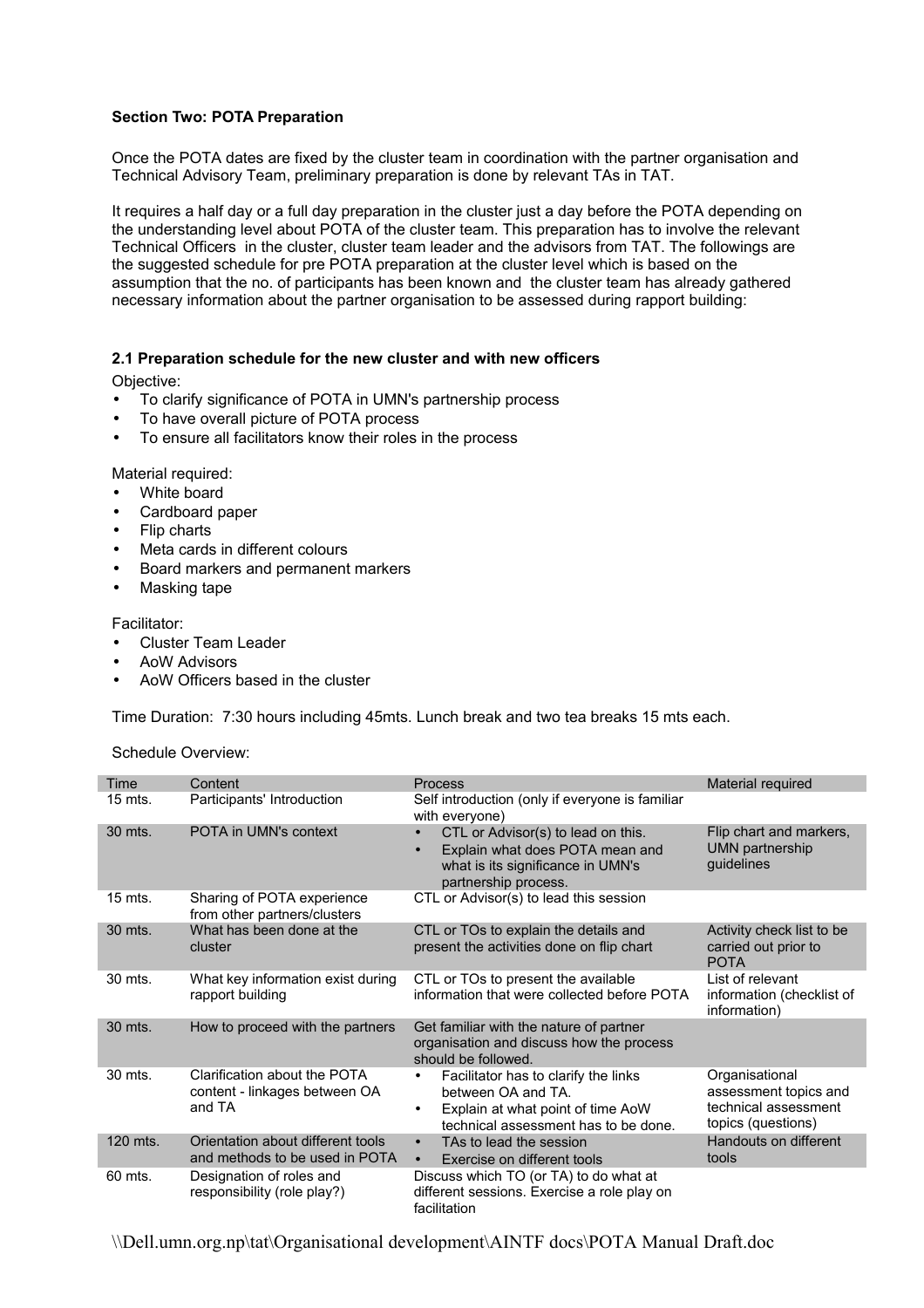**Section Two: POTA Preparation**

Once the POTA dates are fixed by the cluster team in coordination with the partner organisation and Technical Advisory Team, preliminary preparation is done by relevant TAs in TAT.

It requires a half day or a full day preparation in the cluster just a day before the POTA depending on the understanding level about POTA of the cluster team. This preparation has to involve the relevant Technical Officers in the cluster, cluster team leader and the advisors from TAT. The followings are the suggested schedule for pre POTA preparation at the cluster level which is based on the assumption that the no. of participants has been known and the cluster team has already gathered necessary information about the partner organisation to be assessed during rapport building:

**2.1 Preparation schedule for the new cluster and with new officers**

Objective:

- To clarify significance of POTA in UMN's partnership process
- To have overall picture of POTA process
- To ensure all facilitators know their roles in the process

Material required:

- White board
- Cardboard paper
- Flip charts
- Meta cards in different colours
- Board markers and permanent markers
- Masking tape

Facilitator:

- Cluster Team Leader
- AoW Advisors
- AoW Officers based in the cluster

Time Duration: 7:30 hours including 45mts. Lunch break and two tea breaks 15 mts each.

Schedule Overview:

| Time | Content | Process | Material required |
|---|---|---|---|
| 15 mts. | Participants' Introduction | Self introduction (only if everyone is familiar with everyone) | |
| 30 mts. | POTA in UMN's context | • CTL or Advisor(s) to lead on this.<br>• Explain what does POTA mean and what is its significance in UMN's partnership process. | Flip chart and markers, UMN partnership guidelines |
| 15 mts. | Sharing of POTA experience from other partners/clusters | CTL or Advisor(s) to lead this session | |
| 30 mts. | What has been done at the cluster | CTL or TOs to explain the details and present the activities done on flip chart | Activity check list to be carried out prior to POTA |
| 30 mts. | What key information exist during rapport building | CTL or TOs to present the available information that were collected before POTA | List of relevant information (checklist of information) |
| 30 mts. | How to proceed with the partners | Get familiar with the nature of partner organisation and discuss how the process should be followed. | |
| 30 mts. | Clarification about the POTA content - linkages between OA and TA | • Facilitator has to clarify the links between OA and TA.<br>• Explain at what point of time AoW technical assessment has to be done. | Organisational assessment topics and technical assessment topics (questions) |
| 120 mts. | Orientation about different tools and methods to be used in POTA | • TAs to lead the session<br>• Exercise on different tools | Handouts on different tools |
| 60 mts. | Designation of roles and responsibility (role play?) | Discuss which TO (or TA) to do what at different sessions. Exercise a role play on facilitation | |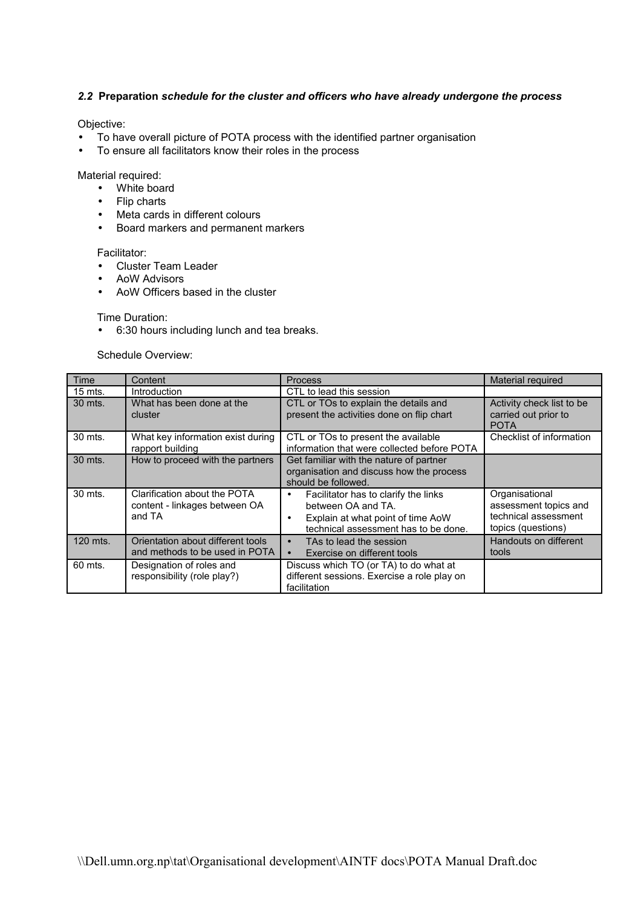### *2.2* **Preparation** ***schedule for the cluster and officers who have already undergone the process***

Objective:

- To have overall picture of POTA process with the identified partner organisation
- To ensure all facilitators know their roles in the process

Material required:

- White board
- Flip charts
- Meta cards in different colours
- Board markers and permanent markers

Facilitator:

- Cluster Team Leader
- AoW Advisors
- AoW Officers based in the cluster

Time Duration:

- 6:30 hours including lunch and tea breaks.

Schedule Overview:

| Time | Content | Process | Material required |
|---|---|---|---|
| 15 mts. | Introduction | CTL to lead this session | |
| 30 mts. | What has been done at the cluster | CTL or TOs to explain the details and present the activities done on flip chart | Activity check list to be carried out prior to POTA |
| 30 mts. | What key information exist during rapport building | CTL or TOs to present the available information that were collected before POTA | Checklist of information |
| 30 mts. | How to proceed with the partners | Get familiar with the nature of partner organisation and discuss how the process should be followed. | |
| 30 mts. | Clarification about the POTA content - linkages between OA and TA | • Facilitator has to clarify the links between OA and TA.<br>• Explain at what point of time AoW technical assessment has to be done. | Organisational assessment topics and technical assessment topics (questions) |
| 120 mts. | Orientation about different tools and methods to be used in POTA | • TAs to lead the session<br>• Exercise on different tools | Handouts on different tools |
| 60 mts. | Designation of roles and responsibility (role play?) | Discuss which TO (or TA) to do what at different sessions. Exercise a role play on facilitation | |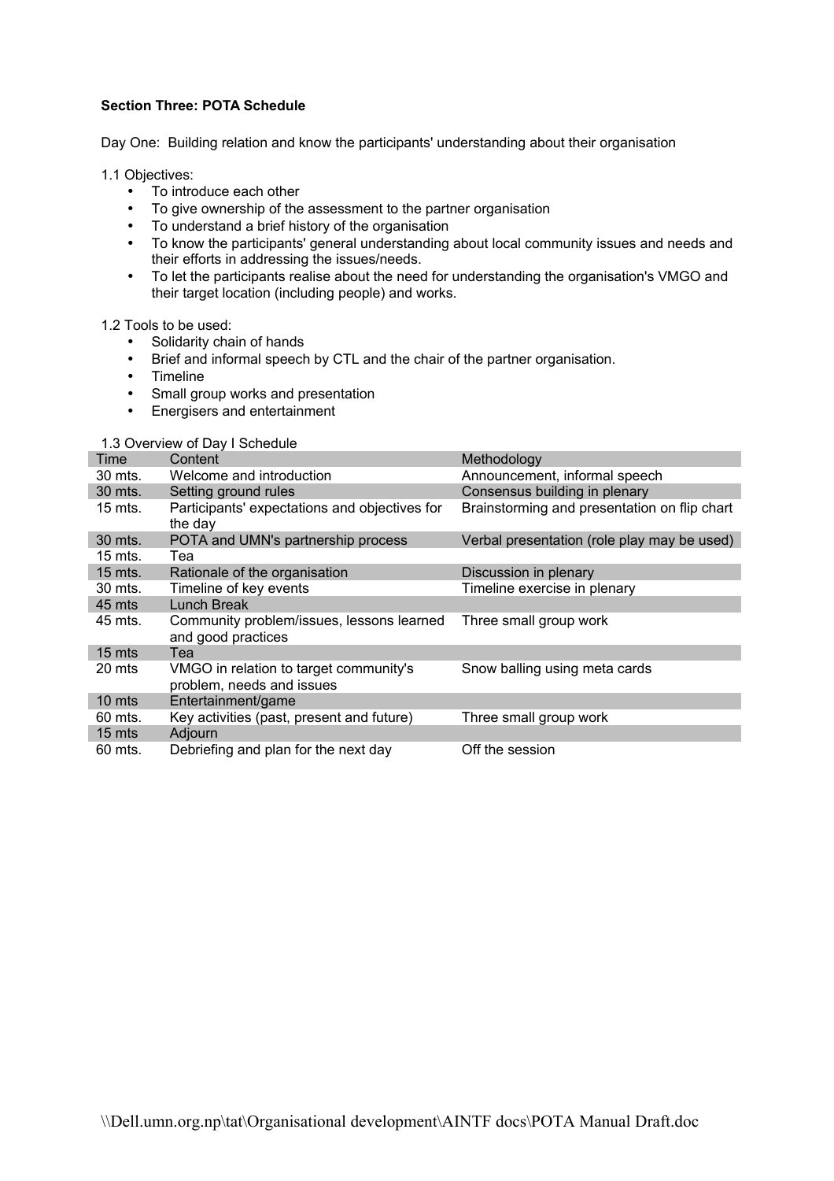**Section Three: POTA Schedule**

Day One: Building relation and know the participants' understanding about their organisation

1.1 Objectives:

- To introduce each other
- To give ownership of the assessment to the partner organisation
- To understand a brief history of the organisation
- To know the participants' general understanding about local community issues and needs and their efforts in addressing the issues/needs.
- To let the participants realise about the need for understanding the organisation's VMGO and their target location (including people) and works.

1.2 Tools to be used:

- Solidarity chain of hands
- Brief and informal speech by CTL and the chair of the partner organisation.
- Timeline
- Small group works and presentation
- Energisers and entertainment

1.3 Overview of Day I Schedule

| Time | Content | Methodology |
|---|---|---|
| 30 mts. | Welcome and introduction | Announcement, informal speech |
| 30 mts. | Setting ground rules | Consensus building in plenary |
| 15 mts. | Participants' expectations and objectives for the day | Brainstorming and presentation on flip chart |
| 30 mts. | POTA and UMN's partnership process | Verbal presentation (role play may be used) |
| 15 mts. | Tea | |
| 15 mts. | Rationale of the organisation | Discussion in plenary |
| 30 mts. | Timeline of key events | Timeline exercise in plenary |
| 45 mts | Lunch Break | |
| 45 mts. | Community problem/issues, lessons learned and good practices | Three small group work |
| 15 mts | Tea | |
| 20 mts | VMGO in relation to target community's problem, needs and issues | Snow balling using meta cards |
| 10 mts | Entertainment/game | |
| 60 mts. | Key activities (past, present and future) | Three small group work |
| 15 mts | Adjourn | |
| 60 mts. | Debriefing and plan for the next day | Off the session |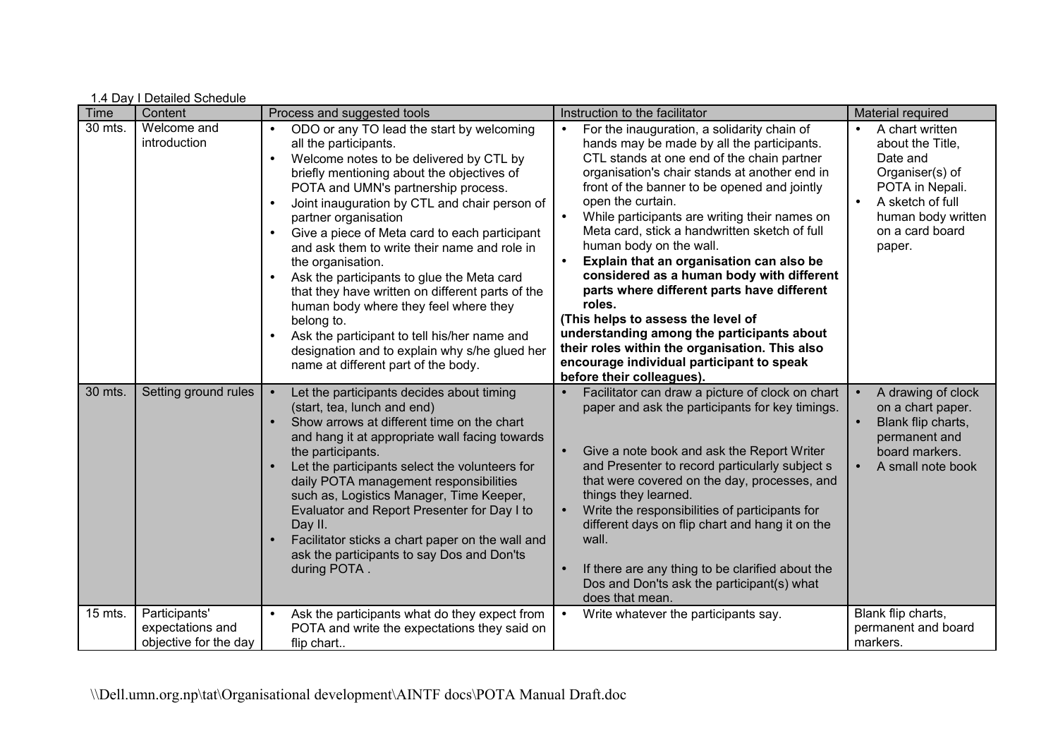1.4 Day I Detailed Schedule

| Time | Content | Process and suggested tools | Instruction to the facilitator | Material required |
|---|---|---|---|---|
| 30 mts. | Welcome and introduction | • ODO or any TO lead the start by welcoming all the participants.<br>• Welcome notes to be delivered by CTL by briefly mentioning about the objectives of POTA and UMN's partnership process.<br>• Joint inauguration by CTL and chair person of partner organisation<br>• Give a piece of Meta card to each participant and ask them to write their name and role in the organisation.<br>• Ask the participants to glue the Meta card that they have written on different parts of the human body where they feel where they belong to.<br>• Ask the participant to tell his/her name and designation and to explain why s/he glued her name at different part of the body. | • For the inauguration, a solidarity chain of hands may be made by all the participants. CTL stands at one end of the chain partner organisation's chair stands at another end in front of the banner to be opened and jointly open the curtain.<br>• While participants are writing their names on Meta card, stick a handwritten sketch of full human body on the wall.<br>• **Explain that an organisation can also be considered as a human body with different parts where different parts have different roles.**<br>**(This helps to assess the level of understanding among the participants about their roles within the organisation. This also encourage individual participant to speak before their colleagues).** | • A chart written about the Title, Date and Organiser(s) of POTA in Nepali.<br>• A sketch of full human body written on a card board paper. |
| 30 mts. | Setting ground rules | • Let the participants decides about timing (start, tea, lunch and end)<br>• Show arrows at different time on the chart and hang it at appropriate wall facing towards the participants.<br>• Let the participants select the volunteers for daily POTA management responsibilities such as, Logistics Manager, Time Keeper, Evaluator and Report Presenter for Day I to Day II.<br>• Facilitator sticks a chart paper on the wall and ask the participants to say Dos and Don'ts during POTA . | • Facilitator can draw a picture of clock on chart paper and ask the participants for key timings.<br>• Give a note book and ask the Report Writer and Presenter to record particularly subject s that were covered on the day, processes, and things they learned.<br>• Write the responsibilities of participants for different days on flip chart and hang it on the wall.<br>• If there are any thing to be clarified about the Dos and Don'ts ask the participant(s) what does that mean. | • A drawing of clock on a chart paper.<br>• Blank flip charts, permanent and board markers.<br>• A small note book |
| 15 mts. | Participants' expectations and objective for the day | • Ask the participants what do they expect from POTA and write the expectations they said on flip chart.. | • Write whatever the participants say. | Blank flip charts, permanent and board markers. |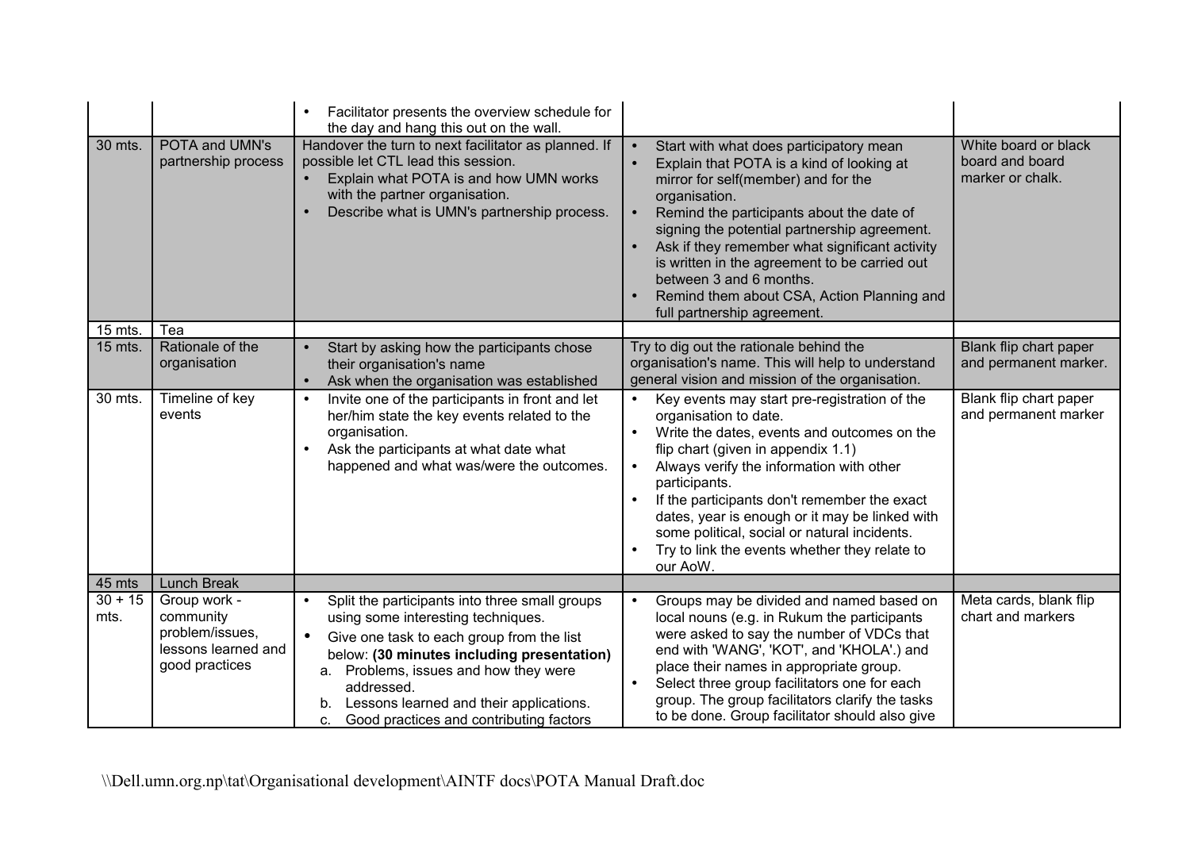| | | • Facilitator presents the overview schedule for the day and hang this out on the wall. | | |
|---|---|---|---|---|
| 30 mts. | POTA and UMN's partnership process | Handover the turn to next facilitator as planned. If possible let CTL lead this session.<br>• Explain what POTA is and how UMN works with the partner organisation.<br>• Describe what is UMN's partnership process. | • Start with what does participatory mean<br>• Explain that POTA is a kind of looking at mirror for self(member) and for the organisation.<br>• Remind the participants about the date of signing the potential partnership agreement.<br>• Ask if they remember what significant activity is written in the agreement to be carried out between 3 and 6 months.<br>• Remind them about CSA, Action Planning and full partnership agreement. | White board or black board and board marker or chalk. |
| 15 mts. | Tea | | | |
| 15 mts. | Rationale of the organisation | • Start by asking how the participants chose their organisation's name<br>• Ask when the organisation was established | Try to dig out the rationale behind the organisation's name. This will help to understand general vision and mission of the organisation. | Blank flip chart paper and permanent marker. |
| 30 mts. | Timeline of key events | • Invite one of the participants in front and let her/him state the key events related to the organisation.<br>• Ask the participants at what date what happened and what was/were the outcomes. | • Key events may start pre-registration of the organisation to date.<br>• Write the dates, events and outcomes on the flip chart (given in appendix 1.1)<br>• Always verify the information with other participants.<br>• If the participants don't remember the exact dates, year is enough or it may be linked with some political, social or natural incidents.<br>• Try to link the events whether they relate to our AoW. | Blank flip chart paper and permanent marker |
| 45 mts | Lunch Break | | | |
| 30 + 15 mts. | Group work - community problem/issues, lessons learned and good practices | • Split the participants into three small groups using some interesting techniques.<br>• Give one task to each group from the list below: **(30 minutes including presentation)**<br>a. Problems, issues and how they were addressed.<br>b. Lessons learned and their applications.<br>c. Good practices and contributing factors | • Groups may be divided and named based on local nouns (e.g. in Rukum the participants were asked to say the number of VDCs that end with 'WANG', 'KOT', and 'KHOLA'.) and place their names in appropriate group.<br>• Select three group facilitators one for each group. The group facilitators clarify the tasks to be done. Group facilitator should also give | Meta cards, blank flip chart and markers |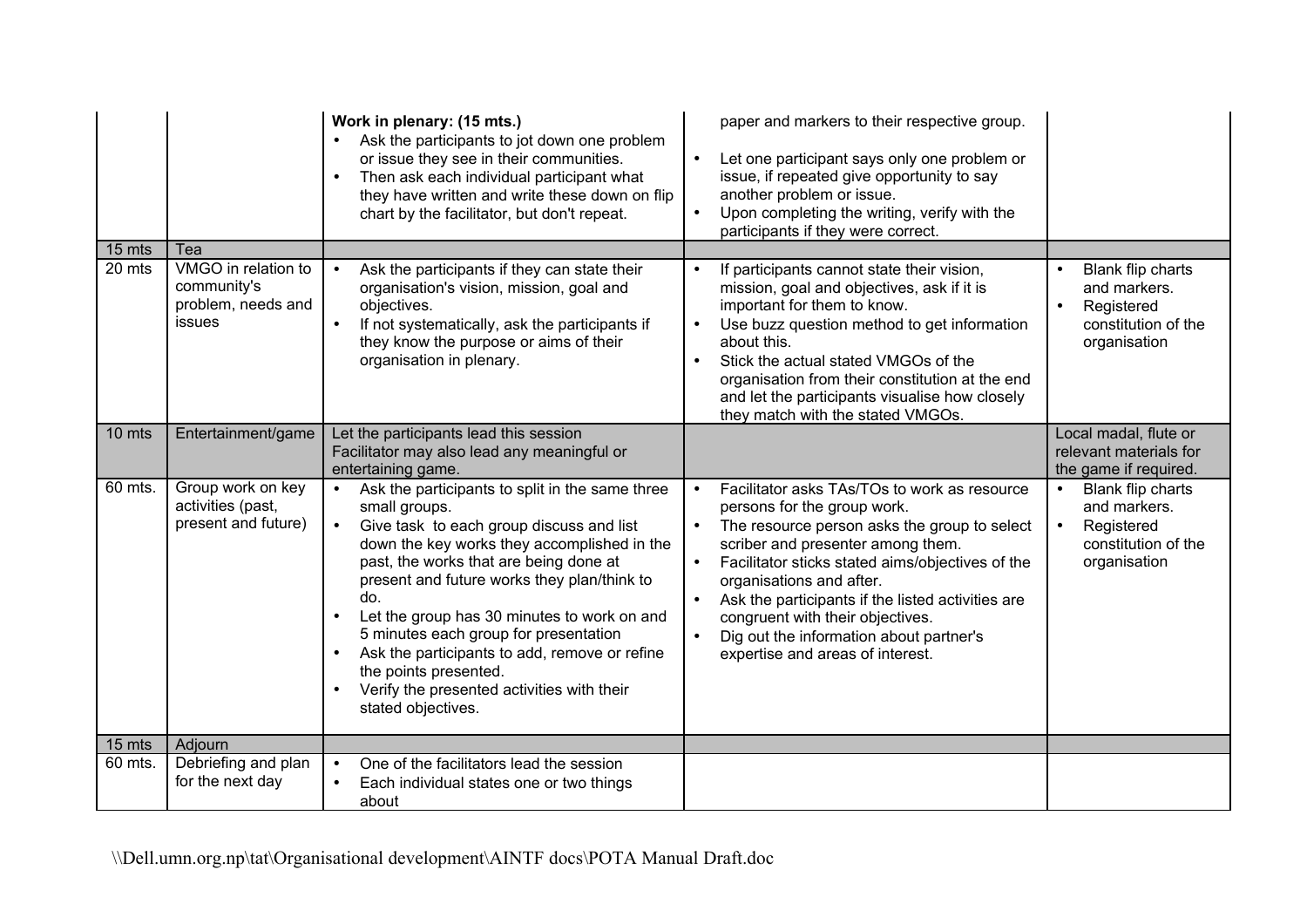| | | | | |
|---|---|---|---|---|
| | | **Work in plenary: (15 mts.)**<br>• Ask the participants to jot down one problem or issue they see in their communities.<br>• Then ask each individual participant what they have written and write these down on flip chart by the facilitator, but don't repeat. | paper and markers to their respective group.<br><br>• Let one participant says only one problem or issue, if repeated give opportunity to say another problem or issue.<br>• Upon completing the writing, verify with the participants if they were correct. | |
| 15 mts | Tea | | | |
| 20 mts | VMGO in relation to community's problem, needs and issues | • Ask the participants if they can state their organisation's vision, mission, goal and objectives.<br>• If not systematically, ask the participants if they know the purpose or aims of their organisation in plenary. | • If participants cannot state their vision, mission, goal and objectives, ask if it is important for them to know.<br>• Use buzz question method to get information about this.<br>• Stick the actual stated VMGOs of the organisation from their constitution at the end and let the participants visualise how closely they match with the stated VMGOs. | • Blank flip charts and markers.<br>• Registered constitution of the organisation |
| 10 mts | Entertainment/game | Let the participants lead this session<br>Facilitator may also lead any meaningful or entertaining game. | | Local madal, flute or relevant materials for the game if required. |
| 60 mts. | Group work on key activities (past, present and future) | • Ask the participants to split in the same three small groups.<br>• Give task to each group discuss and list down the key works they accomplished in the past, the works that are being done at present and future works they plan/think to do.<br>• Let the group has 30 minutes to work on and 5 minutes each group for presentation<br>• Ask the participants to add, remove or refine the points presented.<br>• Verify the presented activities with their stated objectives. | • Facilitator asks TAs/TOs to work as resource persons for the group work.<br>• The resource person asks the group to select scriber and presenter among them.<br>• Facilitator sticks stated aims/objectives of the organisations and after.<br>• Ask the participants if the listed activities are congruent with their objectives.<br>• Dig out the information about partner's expertise and areas of interest. | • Blank flip charts and markers.<br>• Registered constitution of the organisation |
| 15 mts | Adjourn | | | |
| 60 mts. | Debriefing and plan for the next day | • One of the facilitators lead the session<br>• Each individual states one or two things about | | |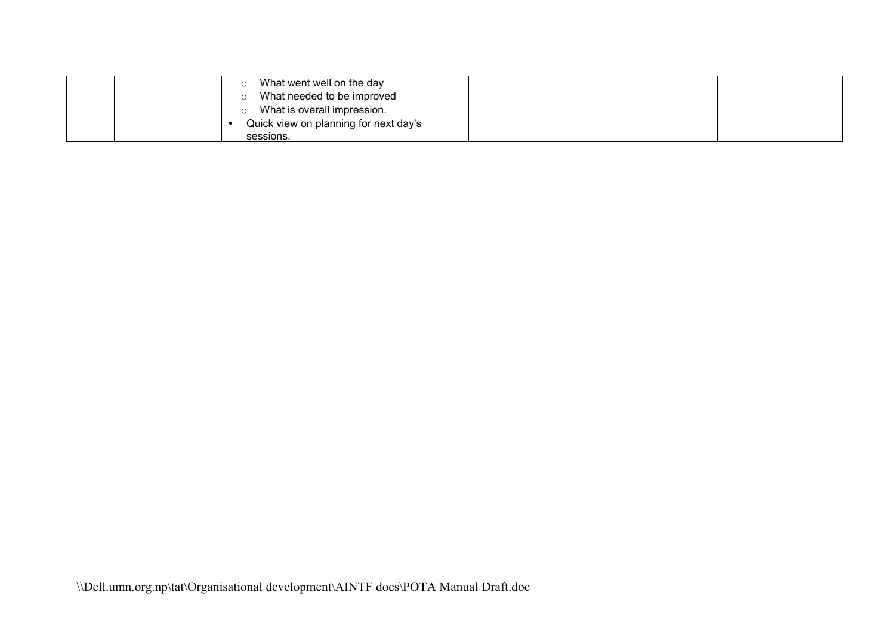| | | | | |
|---|---|---|---|---|
| | | ○ What went well on the day<br>○ What needed to be improved<br>○ What is overall impression.<br>• Quick view on planning for next day's sessions. | | |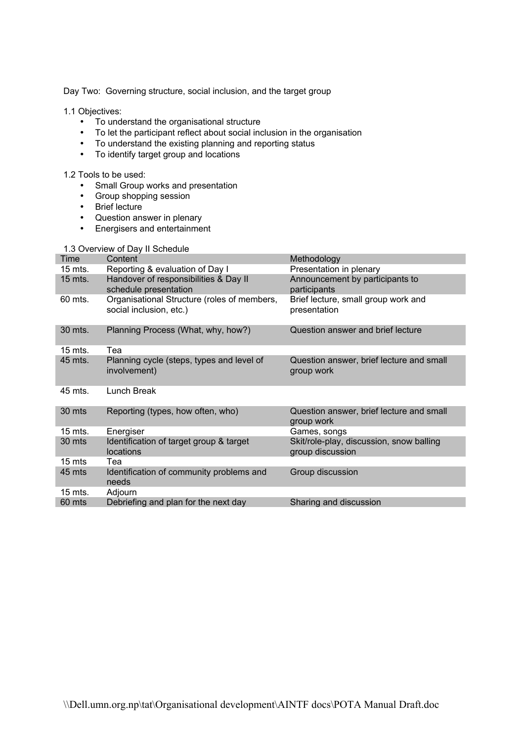Day Two: Governing structure, social inclusion, and the target group

1.1 Objectives:

- To understand the organisational structure
- To let the participant reflect about social inclusion in the organisation
- To understand the existing planning and reporting status
- To identify target group and locations

1.2 Tools to be used:

- Small Group works and presentation
- Group shopping session
- Brief lecture
- Question answer in plenary
- Energisers and entertainment

1.3 Overview of Day II Schedule

| Time | Content | Methodology |
|---|---|---|
| 15 mts. | Reporting & evaluation of Day I | Presentation in plenary |
| 15 mts. | Handover of responsibilities & Day II schedule presentation | Announcement by participants to participants |
| 60 mts. | Organisational Structure (roles of members, social inclusion, etc.) | Brief lecture, small group work and presentation |
| 30 mts. | Planning Process (What, why, how?) | Question answer and brief lecture |
| 15 mts. | Tea | |
| 45 mts. | Planning cycle (steps, types and level of involvement) | Question answer, brief lecture and small group work |
| 45 mts. | Lunch Break | |
| 30 mts | Reporting (types, how often, who) | Question answer, brief lecture and small group work |
| 15 mts. | Energiser | Games, songs |
| 30 mts | Identification of target group & target locations | Skit/role-play, discussion, snow balling group discussion |
| 15 mts | Tea | |
| 45 mts | Identification of community problems and needs | Group discussion |
| 15 mts. | Adjourn | |
| 60 mts | Debriefing and plan for the next day | Sharing and discussion |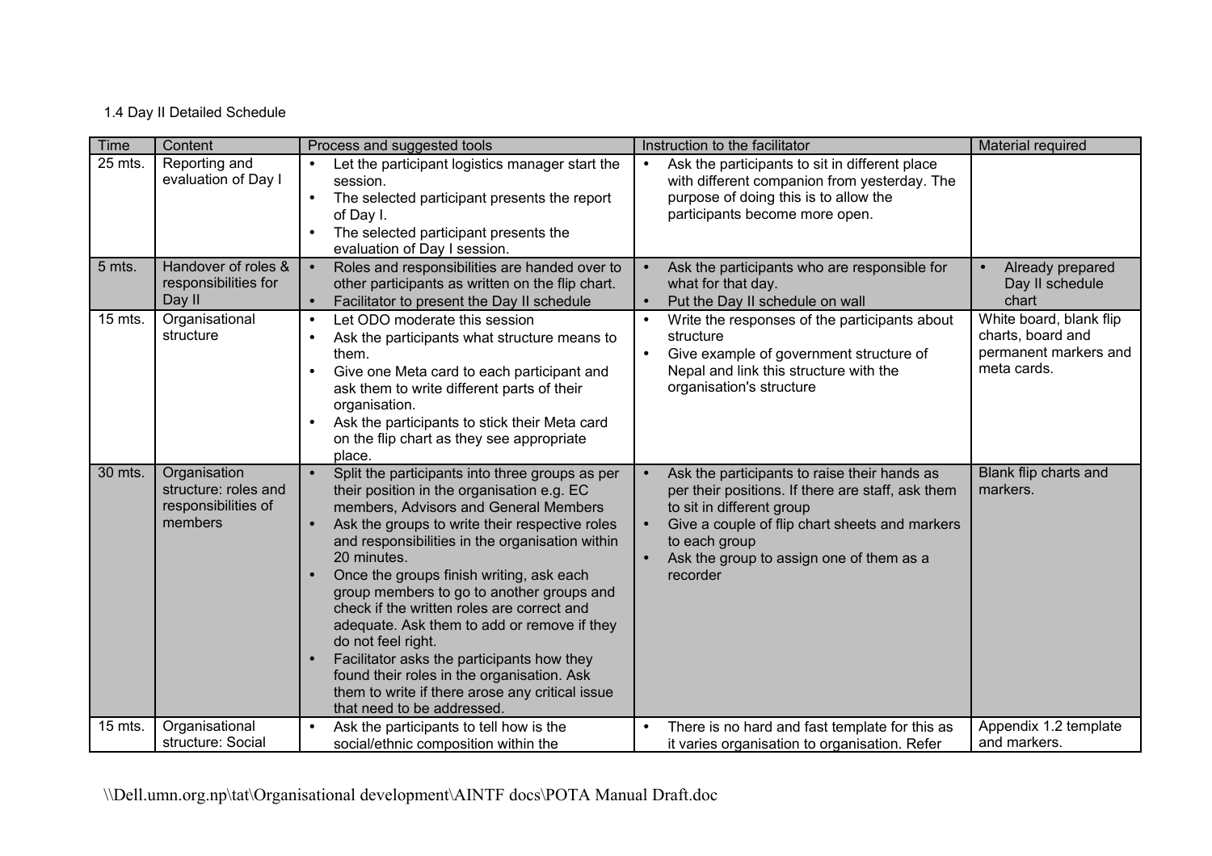1.4 Day II Detailed Schedule

| Time | Content | Process and suggested tools | Instruction to the facilitator | Material required |
|---|---|---|---|---|
| 25 mts. | Reporting and evaluation of Day I | • Let the participant logistics manager start the session.<br>• The selected participant presents the report of Day I.<br>• The selected participant presents the evaluation of Day I session. | • Ask the participants to sit in different place with different companion from yesterday. The purpose of doing this is to allow the participants become more open. | |
| 5 mts. | Handover of roles & responsibilities for Day II | • Roles and responsibilities are handed over to other participants as written on the flip chart.<br>• Facilitator to present the Day II schedule | • Ask the participants who are responsible for what for that day.<br>• Put the Day II schedule on wall | • Already prepared Day II schedule chart |
| 15 mts. | Organisational structure | • Let ODO moderate this session<br>• Ask the participants what structure means to them.<br>• Give one Meta card to each participant and ask them to write different parts of their organisation.<br>• Ask the participants to stick their Meta card on the flip chart as they see appropriate place. | • Write the responses of the participants about structure<br>• Give example of government structure of Nepal and link this structure with the organisation's structure | White board, blank flip charts, board and permanent markers and meta cards. |
| 30 mts. | Organisation structure: roles and responsibilities of members | • Split the participants into three groups as per their position in the organisation e.g. EC members, Advisors and General Members<br>• Ask the groups to write their respective roles and responsibilities in the organisation within 20 minutes.<br>• Once the groups finish writing, ask each group members to go to another groups and check if the written roles are correct and adequate. Ask them to add or remove if they do not feel right.<br>• Facilitator asks the participants how they found their roles in the organisation. Ask them to write if there arose any critical issue that need to be addressed. | • Ask the participants to raise their hands as per their positions. If there are staff, ask them to sit in different group<br>• Give a couple of flip chart sheets and markers to each group<br>• Ask the group to assign one of them as a recorder | Blank flip charts and markers. |
| 15 mts. | Organisational structure: Social | • Ask the participants to tell how is the social/ethnic composition within the | • There is no hard and fast template for this as it varies organisation to organisation. Refer | Appendix 1.2 template and markers. |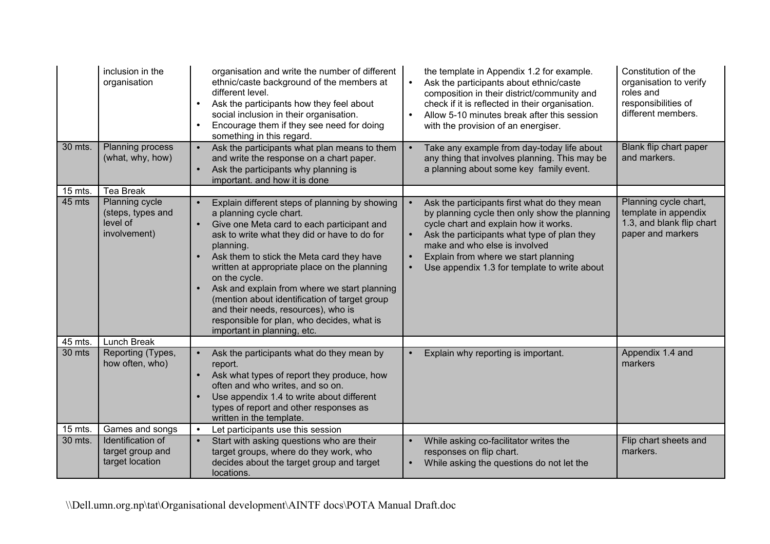| | | | | |
|---|---|---|---|---|
| | inclusion in the organisation | organisation and write the number of different ethnic/caste background of the members at different level.<br>• Ask the participants how they feel about social inclusion in their organisation.<br>• Encourage them if they see need for doing something in this regard. | the template in Appendix 1.2 for example.<br>• Ask the participants about ethnic/caste composition in their district/community and check if it is reflected in their organisation.<br>• Allow 5-10 minutes break after this session with the provision of an energiser. | Constitution of the organisation to verify roles and responsibilities of different members. |
| 30 mts. | Planning process (what, why, how) | • Ask the participants what plan means to them and write the response on a chart paper.<br>• Ask the participants why planning is important. and how it is done | • Take any example from day-today life about any thing that involves planning. This may be a planning about some key family event. | Blank flip chart paper and markers. |
| 15 mts. | Tea Break | | | |
| 45 mts | Planning cycle (steps, types and level of involvement) | • Explain different steps of planning by showing a planning cycle chart.<br>• Give one Meta card to each participant and ask to write what they did or have to do for planning.<br>• Ask them to stick the Meta card they have written at appropriate place on the planning on the cycle.<br>• Ask and explain from where we start planning (mention about identification of target group and their needs, resources), who is responsible for plan, who decides, what is important in planning, etc. | • Ask the participants first what do they mean by planning cycle then only show the planning cycle chart and explain how it works.<br>• Ask the participants what type of plan they make and who else is involved<br>• Explain from where we start planning<br>• Use appendix 1.3 for template to write about | Planning cycle chart, template in appendix 1.3, and blank flip chart paper and markers |
| 45 mts. | Lunch Break | | | |
| 30 mts | Reporting (Types, how often, who) | • Ask the participants what do they mean by report.<br>• Ask what types of report they produce, how often and who writes, and so on.<br>• Use appendix 1.4 to write about different types of report and other responses as written in the template. | • Explain why reporting is important. | Appendix 1.4 and markers |
| 15 mts. | Games and songs | • Let participants use this session | | |
| 30 mts. | Identification of target group and target location | • Start with asking questions who are their target groups, where do they work, who decides about the target group and target locations. | • While asking co-facilitator writes the responses on flip chart.<br>• While asking the questions do not let the | Flip chart sheets and markers. |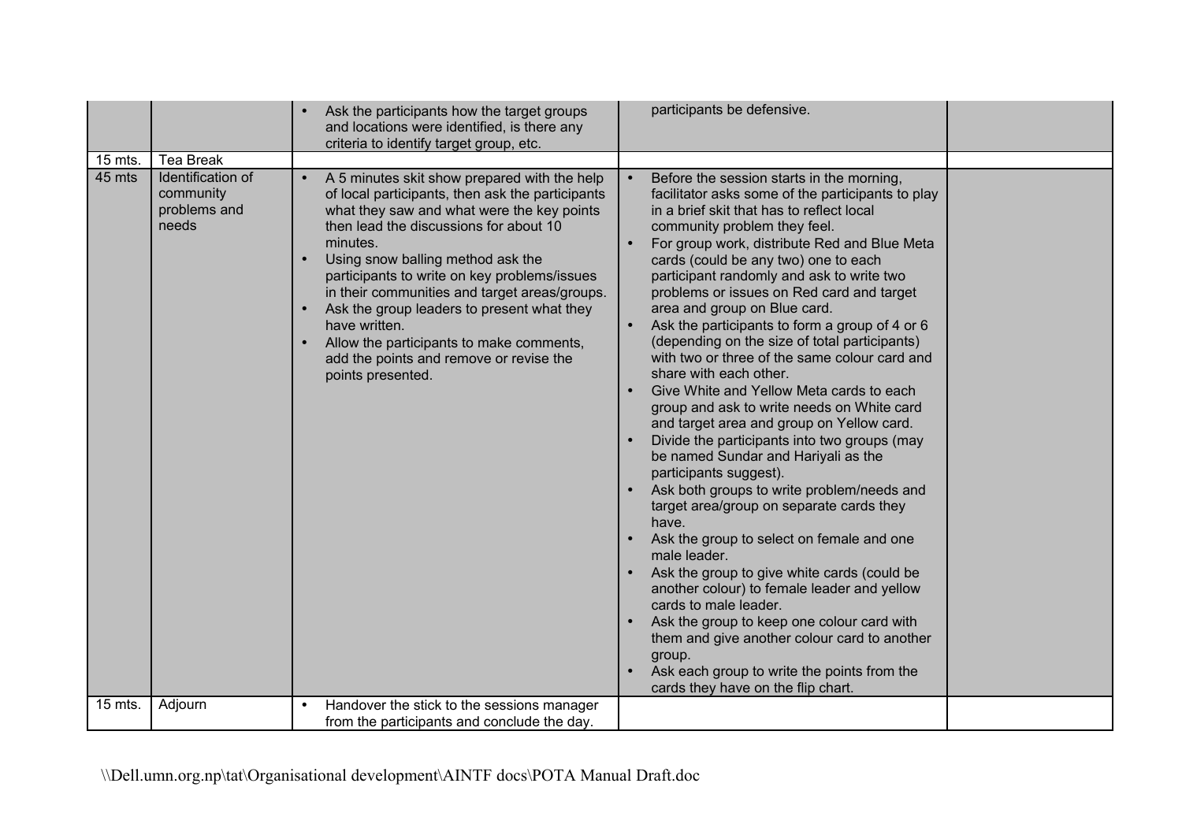| | | | | |
|---|---|---|---|---|
| | | • Ask the participants how the target groups and locations were identified, is there any criteria to identify target group, etc. | participants be defensive. | |
| 15 mts. | Tea Break | | | |
| 45 mts | Identification of community problems and needs | • A 5 minutes skit show prepared with the help of local participants, then ask the participants what they saw and what were the key points then lead the discussions for about 10 minutes.<br>• Using snow balling method ask the participants to write on key problems/issues in their communities and target areas/groups.<br>• Ask the group leaders to present what they have written.<br>• Allow the participants to make comments, add the points and remove or revise the points presented. | • Before the session starts in the morning, facilitator asks some of the participants to play in a brief skit that has to reflect local community problem they feel.<br>• For group work, distribute Red and Blue Meta cards (could be any two) one to each participant randomly and ask to write two problems or issues on Red card and target area and group on Blue card.<br>• Ask the participants to form a group of 4 or 6 (depending on the size of total participants) with two or three of the same colour card and share with each other.<br>• Give White and Yellow Meta cards to each group and ask to write needs on White card and target area and group on Yellow card.<br>• Divide the participants into two groups (may be named Sundar and Hariyali as the participants suggest).<br>• Ask both groups to write problem/needs and target area/group on separate cards they have.<br>• Ask the group to select on female and one male leader.<br>• Ask the group to give white cards (could be another colour) to female leader and yellow cards to male leader.<br>• Ask the group to keep one colour card with them and give another colour card to another group.<br>• Ask each group to write the points from the cards they have on the flip chart. | |
| 15 mts. | Adjourn | • Handover the stick to the sessions manager from the participants and conclude the day. | | |

\\Dell.umn.org.np\tat\Organisational development\AINTF docs\POTA Manual Draft.doc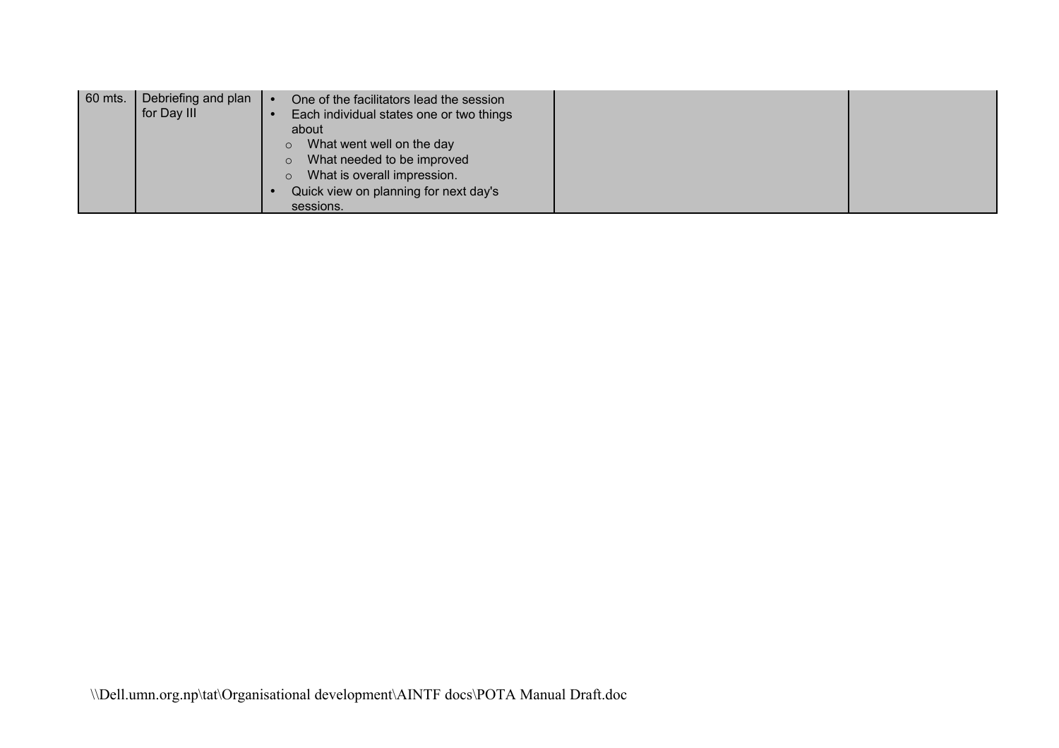| | | | | |
|---|---|---|---|---|
| 60 mts. | Debriefing and plan for Day III | • One of the facilitators lead the session<br>• Each individual states one or two things about<br>  ○ What went well on the day<br>  ○ What needed to be improved<br>  ○ What is overall impression.<br>• Quick view on planning for next day's sessions. | | |

\\Dell.umn.org.np\tat\Organisational development\AINTF docs\POTA Manual Draft.doc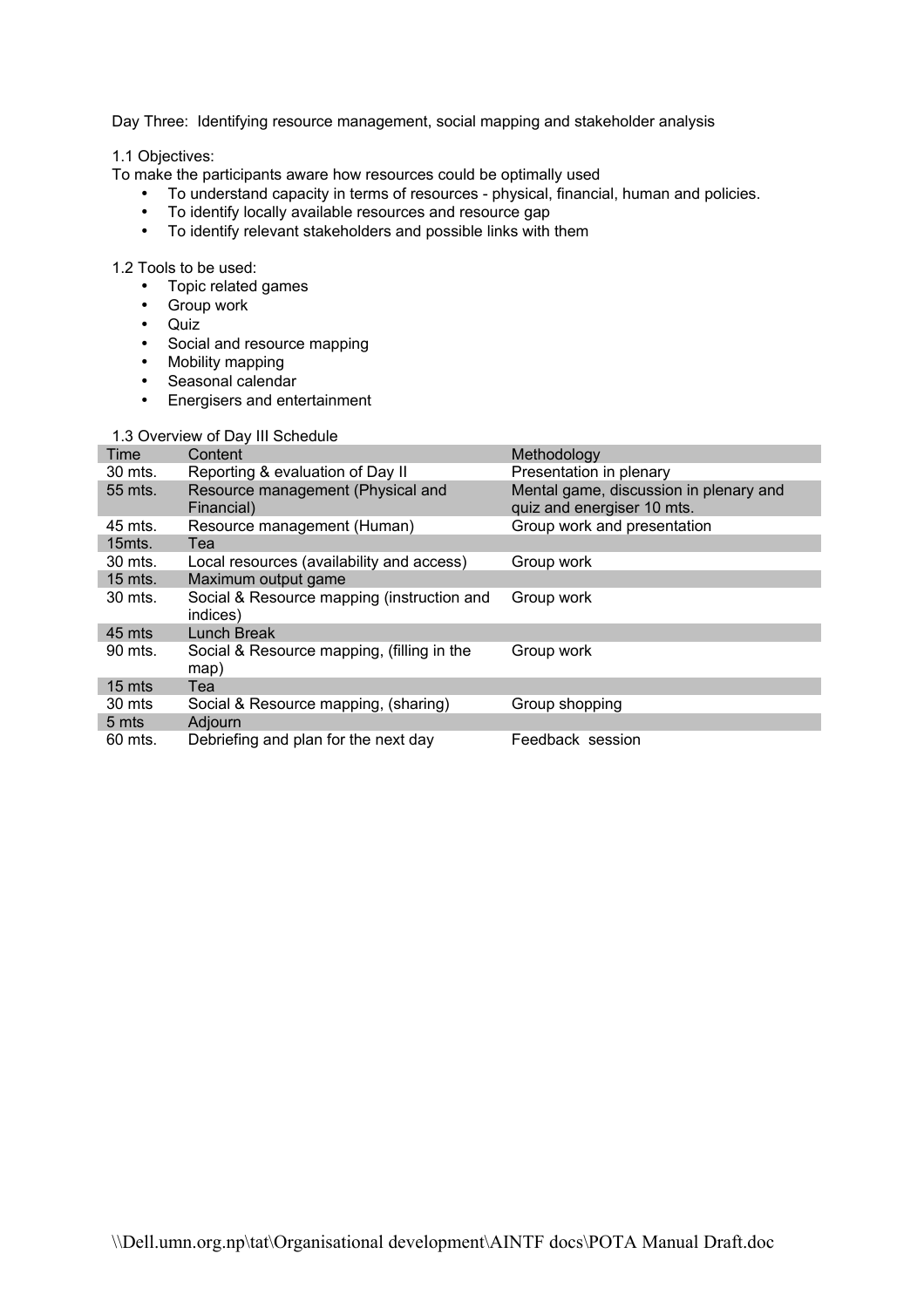Day Three: Identifying resource management, social mapping and stakeholder analysis

1.1 Objectives:

To make the participants aware how resources could be optimally used

- To understand capacity in terms of resources - physical, financial, human and policies.
- To identify locally available resources and resource gap
- To identify relevant stakeholders and possible links with them

1.2 Tools to be used:

- Topic related games
- Group work
- Quiz
- Social and resource mapping
- Mobility mapping
- Seasonal calendar
- Energisers and entertainment

1.3 Overview of Day III Schedule

| Time | Content | Methodology |
|---|---|---|
| 30 mts. | Reporting & evaluation of Day II | Presentation in plenary |
| 55 mts. | Resource management (Physical and Financial) | Mental game, discussion in plenary and quiz and energiser 10 mts. |
| 45 mts. | Resource management (Human) | Group work and presentation |
| 15mts. | Tea | |
| 30 mts. | Local resources (availability and access) | Group work |
| 15 mts. | Maximum output game | |
| 30 mts. | Social & Resource mapping (instruction and indices) | Group work |
| 45 mts | Lunch Break | |
| 90 mts. | Social & Resource mapping, (filling in the map) | Group work |
| 15 mts | Tea | |
| 30 mts | Social & Resource mapping, (sharing) | Group shopping |
| 5 mts | Adjourn | |
| 60 mts. | Debriefing and plan for the next day | Feedback session |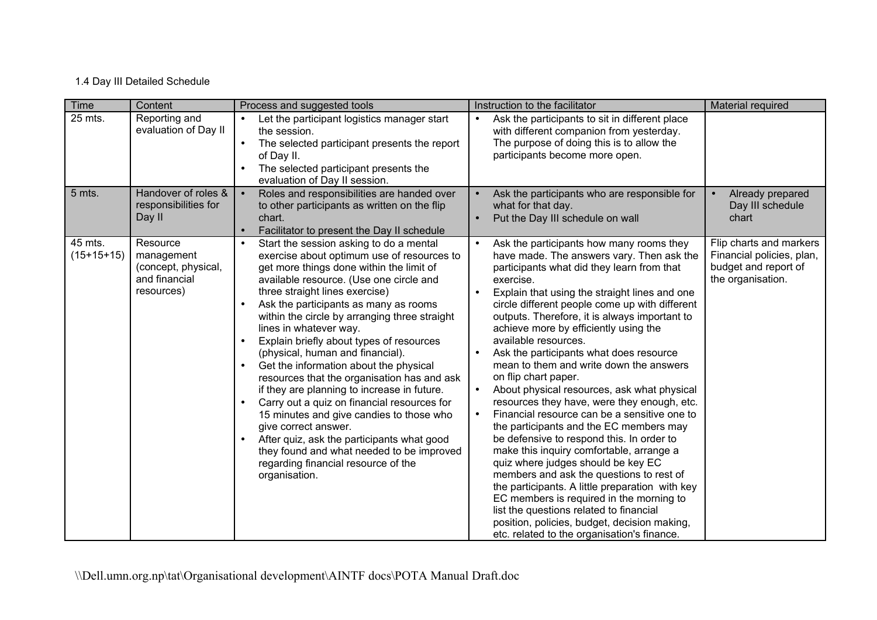1.4 Day III Detailed Schedule

| Time | Content | Process and suggested tools | Instruction to the facilitator | Material required |
|---|---|---|---|---|
| 25 mts. | Reporting and evaluation of Day II | • Let the participant logistics manager start the session.<br>• The selected participant presents the report of Day II.<br>• The selected participant presents the evaluation of Day II session. | • Ask the participants to sit in different place with different companion from yesterday. The purpose of doing this is to allow the participants become more open. | |
| 5 mts. | Handover of roles & responsibilities for Day II | • Roles and responsibilities are handed over to other participants as written on the flip chart.<br>• Facilitator to present the Day II schedule | • Ask the participants who are responsible for what for that day.<br>• Put the Day III schedule on wall | • Already prepared Day III schedule chart |
| 45 mts. (15+15+15) | Resource management (concept, physical, and financial resources) | • Start the session asking to do a mental exercise about optimum use of resources to get more things done within the limit of available resource. (Use one circle and three straight lines exercise)<br>• Ask the participants as many as rooms within the circle by arranging three straight lines in whatever way.<br>• Explain briefly about types of resources (physical, human and financial).<br>• Get the information about the physical resources that the organisation has and ask if they are planning to increase in future.<br>• Carry out a quiz on financial resources for 15 minutes and give candies to those who give correct answer.<br>• After quiz, ask the participants what good they found and what needed to be improved regarding financial resource of the organisation. | • Ask the participants how many rooms they have made. The answers vary. Then ask the participants what did they learn from that exercise.<br>• Explain that using the straight lines and one circle different people come up with different outputs. Therefore, it is always important to achieve more by efficiently using the available resources.<br>• Ask the participants what does resource mean to them and write down the answers on flip chart paper.<br>• About physical resources, ask what physical resources they have, were they enough, etc.<br>• Financial resource can be a sensitive one to the participants and the EC members may be defensive to respond this. In order to make this inquiry comfortable, arrange a quiz where judges should be key EC members and ask the questions to rest of the participants. A little preparation with key EC members is required in the morning to list the questions related to financial position, policies, budget, decision making, etc. related to the organisation's finance. | Flip charts and markers Financial policies, plan, budget and report of the organisation. |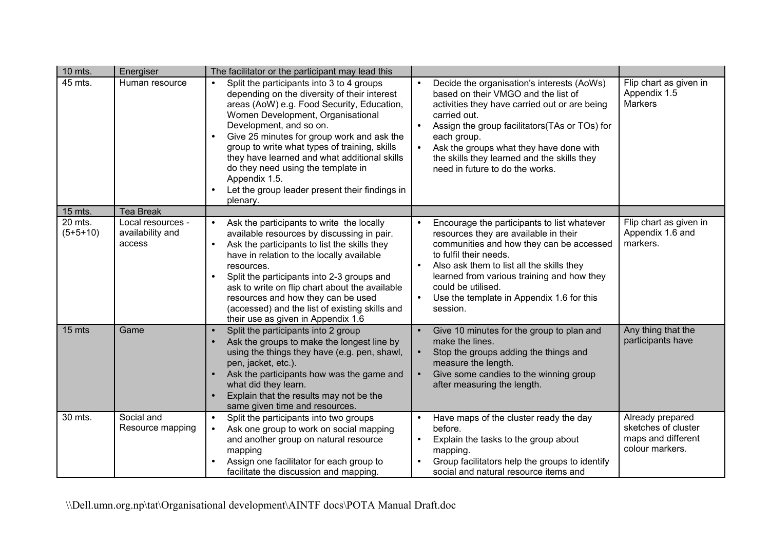| 10 mts. | Energiser | The facilitator or the participant may lead this | | |
|---|---|---|---|---|
| 45 mts. | Human resource | • Split the participants into 3 to 4 groups depending on the diversity of their interest areas (AoW) e.g. Food Security, Education, Women Development, Organisational Development, and so on.<br>• Give 25 minutes for group work and ask the group to write what types of training, skills they have learned and what additional skills do they need using the template in Appendix 1.5.<br>• Let the group leader present their findings in plenary. | • Decide the organisation's interests (AoWs) based on their VMGO and the list of activities they have carried out or are being carried out.<br>• Assign the group facilitators(TAs or TOs) for each group.<br>• Ask the groups what they have done with the skills they learned and the skills they need in future to do the works. | Flip chart as given in Appendix 1.5 Markers |
| 15 mts. | Tea Break | | | |
| 20 mts. (5+5+10) | Local resources - availability and access | • Ask the participants to write the locally available resources by discussing in pair.<br>• Ask the participants to list the skills they have in relation to the locally available resources.<br>• Split the participants into 2-3 groups and ask to write on flip chart about the available resources and how they can be used (accessed) and the list of existing skills and their use as given in Appendix 1.6 | • Encourage the participants to list whatever resources they are available in their communities and how they can be accessed to fulfil their needs.<br>• Also ask them to list all the skills they learned from various training and how they could be utilised.<br>• Use the template in Appendix 1.6 for this session. | Flip chart as given in Appendix 1.6 and markers. |
| 15 mts | Game | • Split the participants into 2 group<br>• Ask the groups to make the longest line by using the things they have (e.g. pen, shawl, pen, jacket, etc.).<br>• Ask the participants how was the game and what did they learn.<br>• Explain that the results may not be the same given time and resources. | • Give 10 minutes for the group to plan and make the lines.<br>• Stop the groups adding the things and measure the length.<br>• Give some candies to the winning group after measuring the length. | Any thing that the participants have |
| 30 mts. | Social and Resource mapping | • Split the participants into two groups<br>• Ask one group to work on social mapping and another group on natural resource mapping<br>• Assign one facilitator for each group to facilitate the discussion and mapping. | • Have maps of the cluster ready the day before.<br>• Explain the tasks to the group about mapping.<br>• Group facilitators help the groups to identify social and natural resource items and | Already prepared sketches of cluster maps and different colour markers. |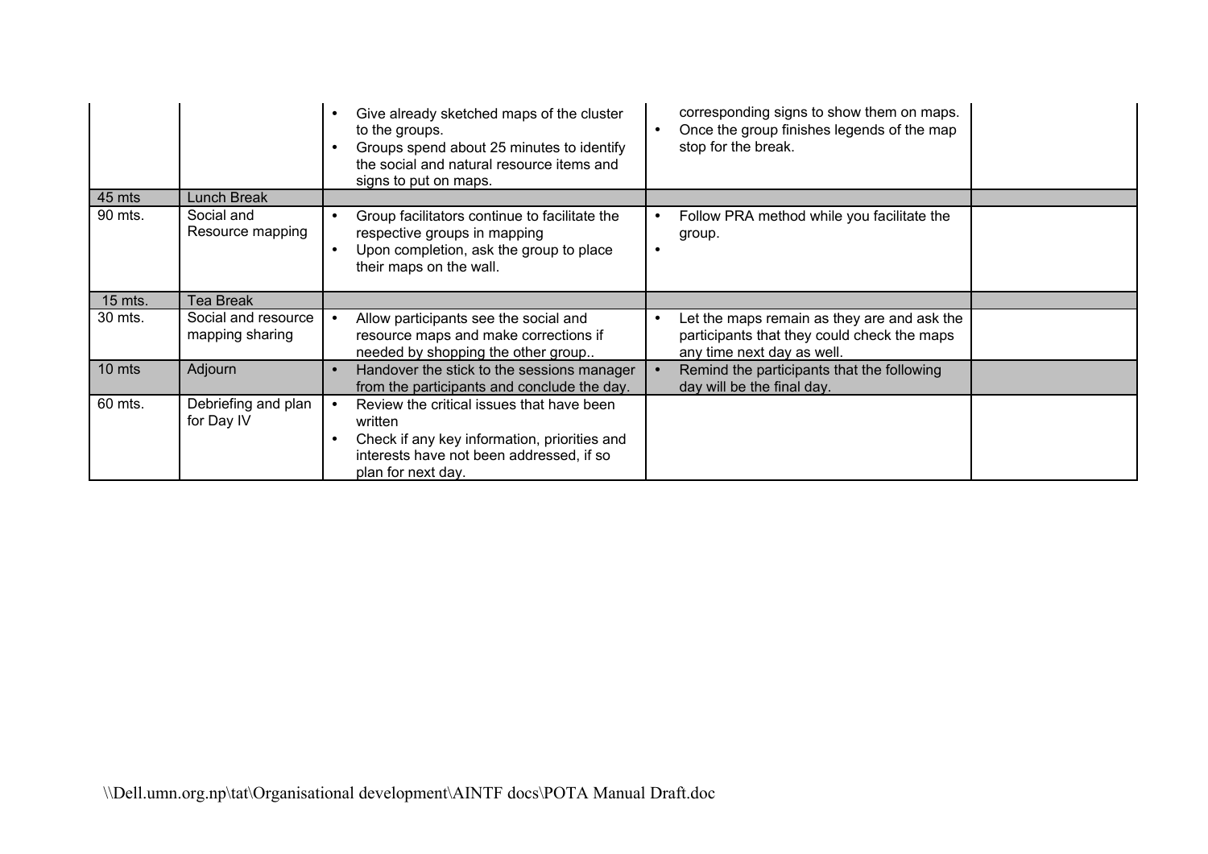| | | | | |
|---|---|---|---|---|
| | | • Give already sketched maps of the cluster to the groups.<br>• Groups spend about 25 minutes to identify the social and natural resource items and signs to put on maps. | corresponding signs to show them on maps.<br>• Once the group finishes legends of the map stop for the break. | |
| 45 mts | Lunch Break | | | |
| 90 mts. | Social and Resource mapping | • Group facilitators continue to facilitate the respective groups in mapping<br>• Upon completion, ask the group to place their maps on the wall. | • Follow PRA method while you facilitate the group.<br>• | |
| 15 mts. | Tea Break | | | |
| 30 mts. | Social and resource mapping sharing | • Allow participants see the social and resource maps and make corrections if needed by shopping the other group.. | • Let the maps remain as they are and ask the participants that they could check the maps any time next day as well. | |
| 10 mts | Adjourn | • Handover the stick to the sessions manager from the participants and conclude the day. | • Remind the participants that the following day will be the final day. | |
| 60 mts. | Debriefing and plan for Day IV | • Review the critical issues that have been written<br>• Check if any key information, priorities and interests have not been addressed, if so plan for next day. | | |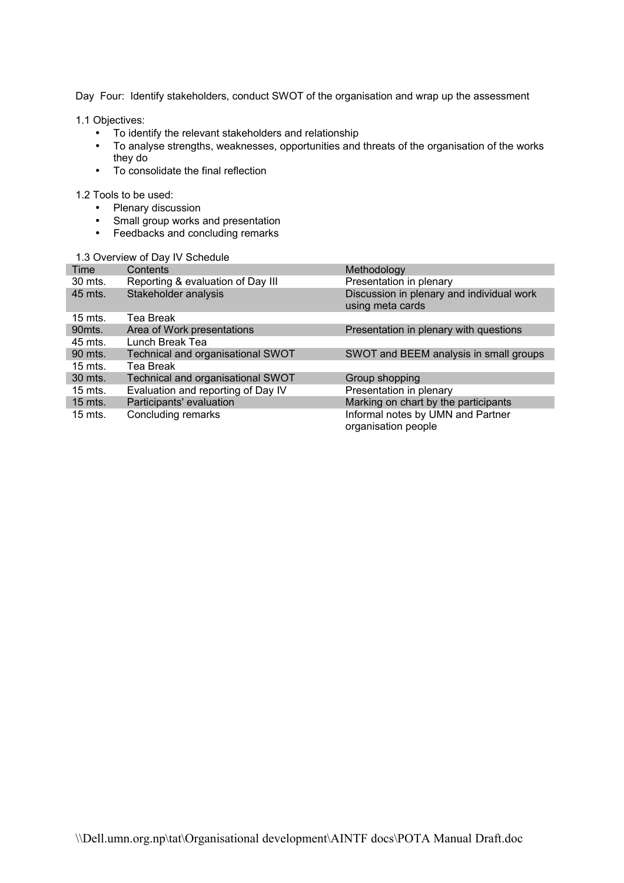Day Four: Identify stakeholders, conduct SWOT of the organisation and wrap up the assessment

1.1 Objectives:

- To identify the relevant stakeholders and relationship
- To analyse strengths, weaknesses, opportunities and threats of the organisation of the works they do
- To consolidate the final reflection

1.2 Tools to be used:

- Plenary discussion
- Small group works and presentation
- Feedbacks and concluding remarks

1.3 Overview of Day IV Schedule

| Time | Contents | Methodology |
|---|---|---|
| 30 mts. | Reporting & evaluation of Day III | Presentation in plenary |
| 45 mts. | Stakeholder analysis | Discussion in plenary and individual work using meta cards |
| 15 mts. | Tea Break | |
| 90mts. | Area of Work presentations | Presentation in plenary with questions |
| 45 mts. | Lunch Break Tea | |
| 90 mts. | Technical and organisational SWOT | SWOT and BEEM analysis in small groups |
| 15 mts. | Tea Break | |
| 30 mts. | Technical and organisational SWOT | Group shopping |
| 15 mts. | Evaluation and reporting of Day IV | Presentation in plenary |
| 15 mts. | Participants' evaluation | Marking on chart by the participants |
| 15 mts. | Concluding remarks | Informal notes by UMN and Partner organisation people |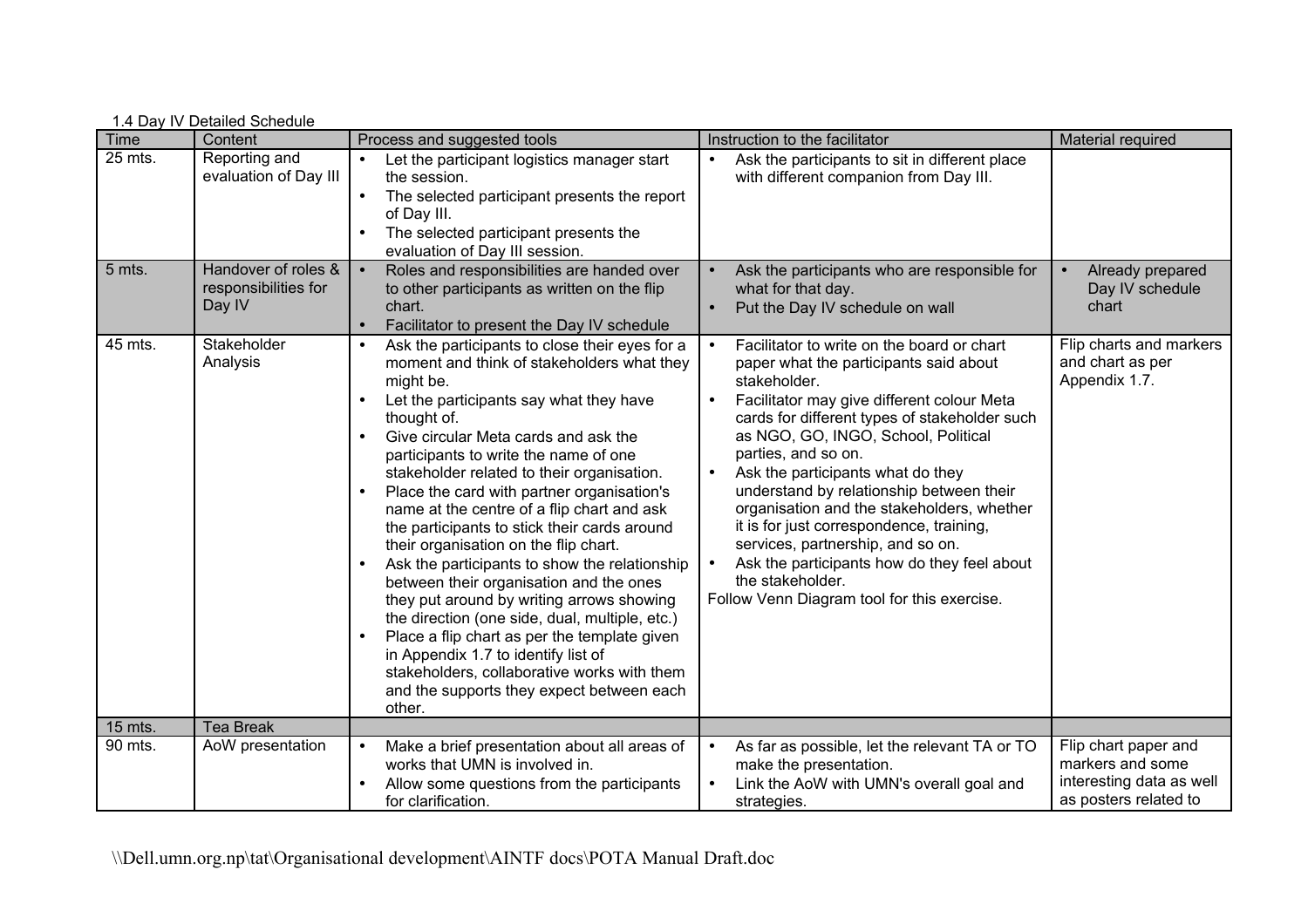1.4 Day IV Detailed Schedule

| Time | Content | Process and suggested tools | Instruction to the facilitator | Material required |
|---|---|---|---|---|
| 25 mts. | Reporting and evaluation of Day III | • Let the participant logistics manager start the session.<br>• The selected participant presents the report of Day III.<br>• The selected participant presents the evaluation of Day III session. | • Ask the participants to sit in different place with different companion from Day III. | |
| 5 mts. | Handover of roles & responsibilities for Day IV | • Roles and responsibilities are handed over to other participants as written on the flip chart.<br>• Facilitator to present the Day IV schedule | • Ask the participants who are responsible for what for that day.<br>• Put the Day IV schedule on wall | • Already prepared Day IV schedule chart |
| 45 mts. | Stakeholder Analysis | • Ask the participants to close their eyes for a moment and think of stakeholders what they might be.<br>• Let the participants say what they have thought of.<br>• Give circular Meta cards and ask the participants to write the name of one stakeholder related to their organisation.<br>• Place the card with partner organisation's name at the centre of a flip chart and ask the participants to stick their cards around their organisation on the flip chart.<br>• Ask the participants to show the relationship between their organisation and the ones they put around by writing arrows showing the direction (one side, dual, multiple, etc.)<br>• Place a flip chart as per the template given in Appendix 1.7 to identify list of stakeholders, collaborative works with them and the supports they expect between each other. | • Facilitator to write on the board or chart paper what the participants said about stakeholder.<br>• Facilitator may give different colour Meta cards for different types of stakeholder such as NGO, GO, INGO, School, Political parties, and so on.<br>• Ask the participants what do they understand by relationship between their organisation and the stakeholders, whether it is for just correspondence, training, services, partnership, and so on.<br>• Ask the participants how do they feel about the stakeholder.<br>Follow Venn Diagram tool for this exercise. | Flip charts and markers and chart as per Appendix 1.7. |
| 15 mts. | Tea Break | | | |
| 90 mts. | AoW presentation | • Make a brief presentation about all areas of works that UMN is involved in.<br>• Allow some questions from the participants for clarification. | • As far as possible, let the relevant TA or TO make the presentation.<br>• Link the AoW with UMN's overall goal and strategies. | Flip chart paper and markers and some interesting data as well as posters related to |

\\Dell.umn.org.np\tat\Organisational development\AINTF docs\POTA Manual Draft.doc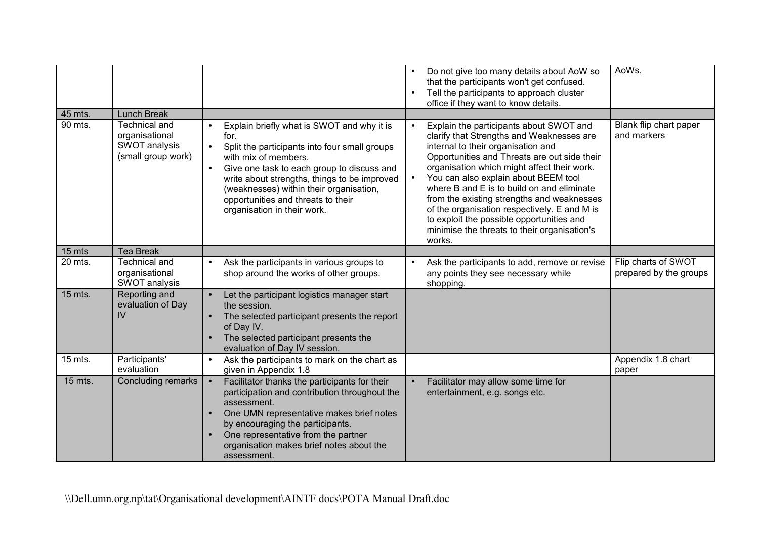| | | | • Do not give too many details about AoW so that the participants won't get confused.<br>• Tell the participants to approach cluster office if they want to know details. | AoWs. |
|---|---|---|---|---|
| 45 mts. | Lunch Break | | | |
| 90 mts. | Technical and organisational SWOT analysis (small group work) | • Explain briefly what is SWOT and why it is for.<br>• Split the participants into four small groups with mix of members.<br>• Give one task to each group to discuss and write about strengths, things to be improved (weaknesses) within their organisation, opportunities and threats to their organisation in their work. | • Explain the participants about SWOT and clarify that Strengths and Weaknesses are internal to their organisation and Opportunities and Threats are out side their organisation which might affect their work.<br>• You can also explain about BEEM tool where B and E is to build on and eliminate from the existing strengths and weaknesses of the organisation respectively. E and M is to exploit the possible opportunities and minimise the threats to their organisation's works. | Blank flip chart paper and markers |
| 15 mts | Tea Break | | | |
| 20 mts. | Technical and organisational SWOT analysis | • Ask the participants in various groups to shop around the works of other groups. | • Ask the participants to add, remove or revise any points they see necessary while shopping. | Flip charts of SWOT prepared by the groups |
| 15 mts. | Reporting and evaluation of Day IV | • Let the participant logistics manager start the session.<br>• The selected participant presents the report of Day IV.<br>• The selected participant presents the evaluation of Day IV session. | | |
| 15 mts. | Participants' evaluation | • Ask the participants to mark on the chart as given in Appendix 1.8 | | Appendix 1.8 chart paper |
| 15 mts. | Concluding remarks | • Facilitator thanks the participants for their participation and contribution throughout the assessment.<br>• One UMN representative makes brief notes by encouraging the participants.<br>• One representative from the partner organisation makes brief notes about the assessment. | • Facilitator may allow some time for entertainment, e.g. songs etc. | |

\\Dell.umn.org.np\tat\Organisational development\AINTF docs\POTA Manual Draft.doc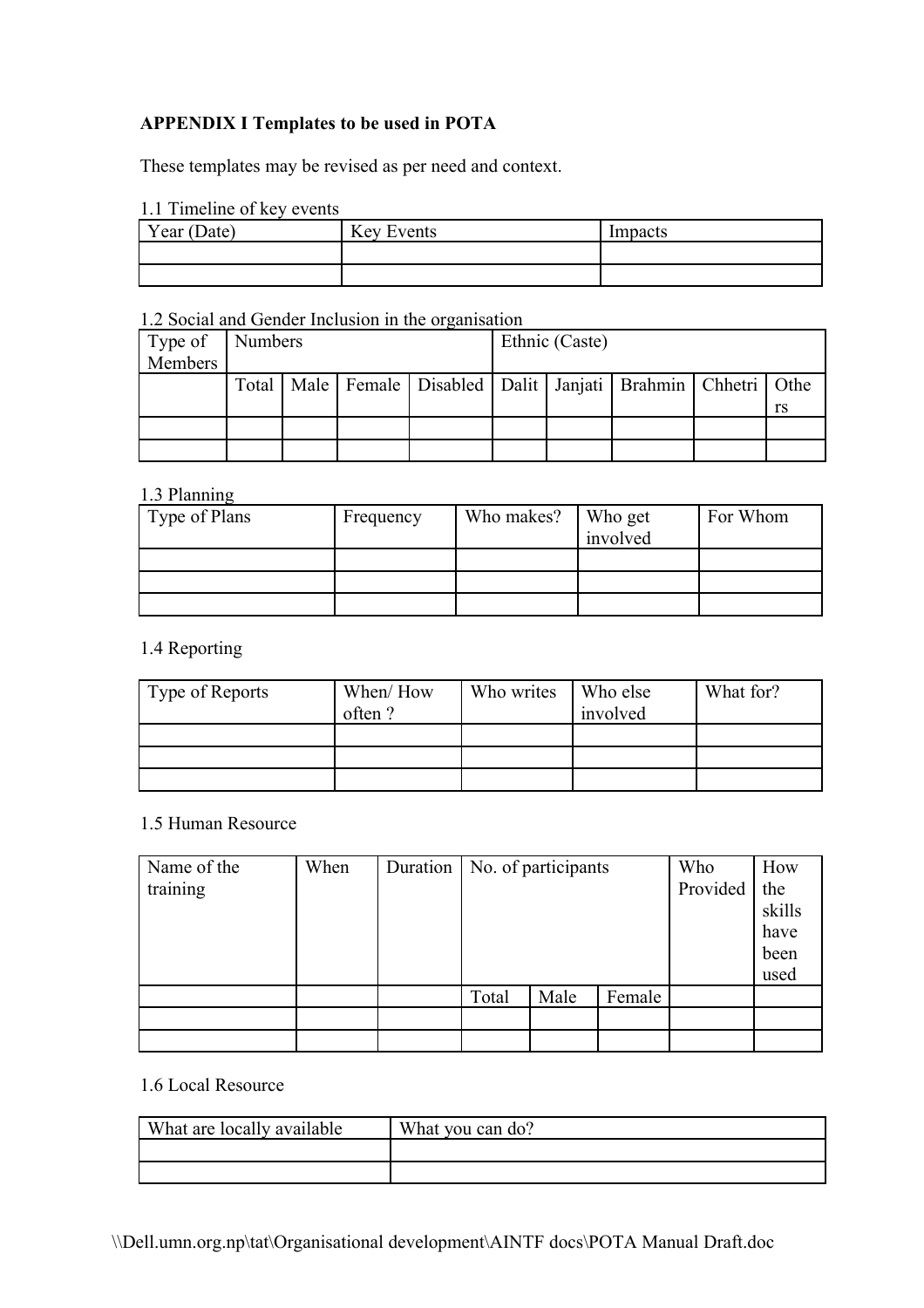**APPENDIX I Templates to be used in POTA**

These templates may be revised as per need and context.

1.1 Timeline of key events

| Year (Date) | Key Events | Impacts |
|---|---|---|
| | | |
| | | |

1.2 Social and Gender Inclusion in the organisation

| Type of Members | Numbers | | | | Ethnic (Caste) | | | | |
|---|---|---|---|---|---|---|---|---|---|
| | Total | Male | Female | Disabled | Dalit | Janjati | Brahmin | Chhetri | Others |
| | | | | | | | | | |
| | | | | | | | | | |

1.3 Planning

| Type of Plans | Frequency | Who makes? | Who get involved | For Whom |
|---|---|---|---|---|
| | | | | |
| | | | | |
| | | | | |

1.4 Reporting

| Type of Reports | When/ How often ? | Who writes | Who else involved | What for? |
|---|---|---|---|---|
| | | | | |
| | | | | |
| | | | | |

1.5 Human Resource

| Name of the training | When | Duration | No. of participants | | | Who Provided | How the skills have been used |
|---|---|---|---|---|---|---|---|
| | | | Total | Male | Female | | |
| | | | | | | | |
| | | | | | | | |

1.6 Local Resource

| What are locally available | What you can do? |
|---|---|
| | |
| | |

\\Dell.umn.org.np\tat\Organisational development\AINTF docs\POTA Manual Draft.doc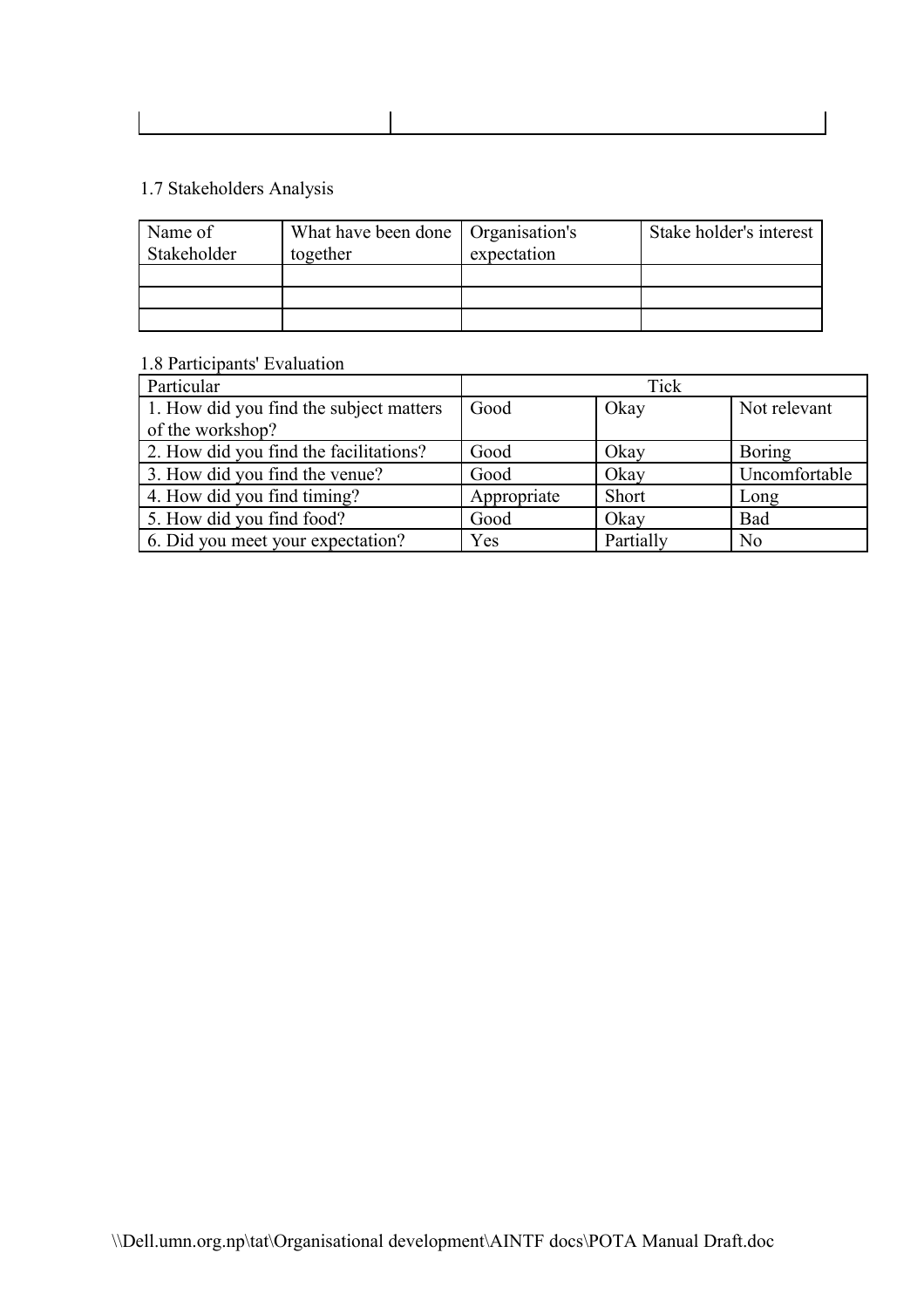| | |
|---|---|
| | |

1.7 Stakeholders Analysis

| Name of Stakeholder | What have been done together | Organisation's expectation | Stake holder's interest |
|---|---|---|---|
| | | | |
| | | | |
| | | | |

1.8 Participants' Evaluation

| Particular | Tick | | |
|---|---|---|---|
| 1. How did you find the subject matters of the workshop? | Good | Okay | Not relevant |
| 2. How did you find the facilitations? | Good | Okay | Boring |
| 3. How did you find the venue? | Good | Okay | Uncomfortable |
| 4. How did you find timing? | Appropriate | Short | Long |
| 5. How did you find food? | Good | Okay | Bad |
| 6. Did you meet your expectation? | Yes | Partially | No |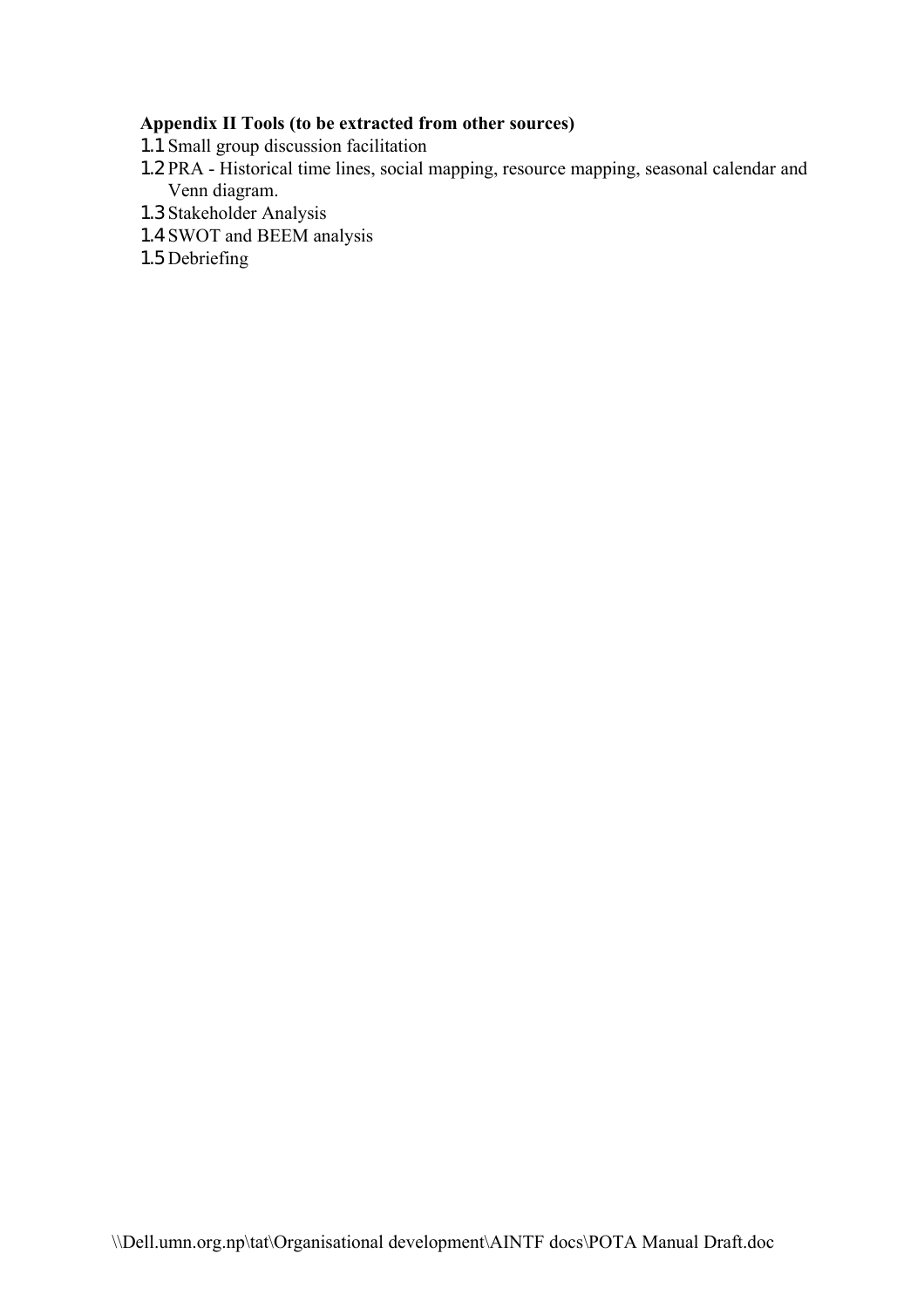**Appendix II Tools (to be extracted from other sources)**

1.1 Small group discussion facilitation
1.2 PRA - Historical time lines, social mapping, resource mapping, seasonal calendar and Venn diagram.
1.3 Stakeholder Analysis
1.4 SWOT and BEEM analysis
1.5 Debriefing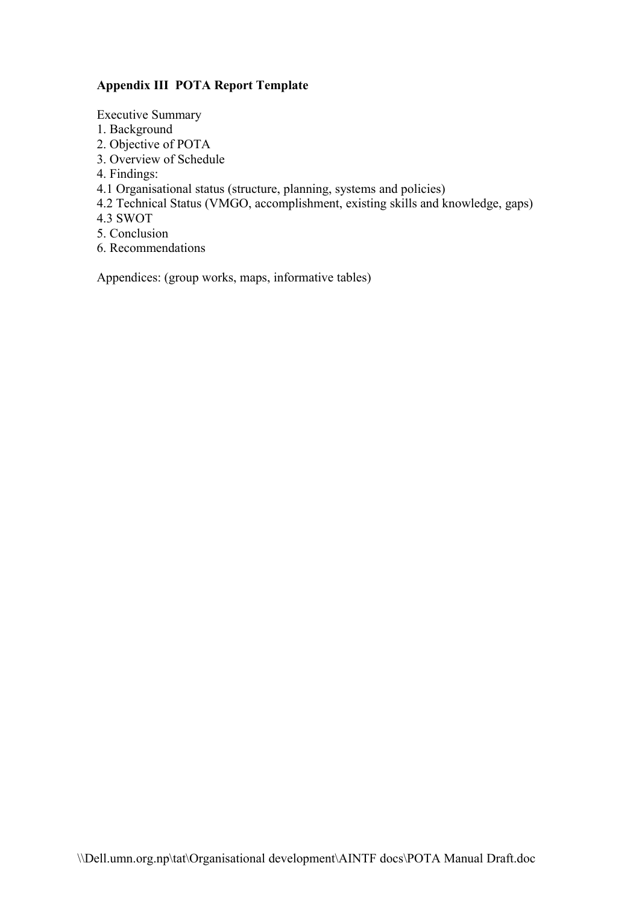**Appendix III  POTA Report Template**

Executive Summary
1. Background
2. Objective of POTA
3. Overview of Schedule
4. Findings:
4.1 Organisational status (structure, planning, systems and policies)
4.2 Technical Status (VMGO, accomplishment, existing skills and knowledge, gaps)
4.3 SWOT
5. Conclusion
6. Recommendations

Appendices: (group works, maps, informative tables)